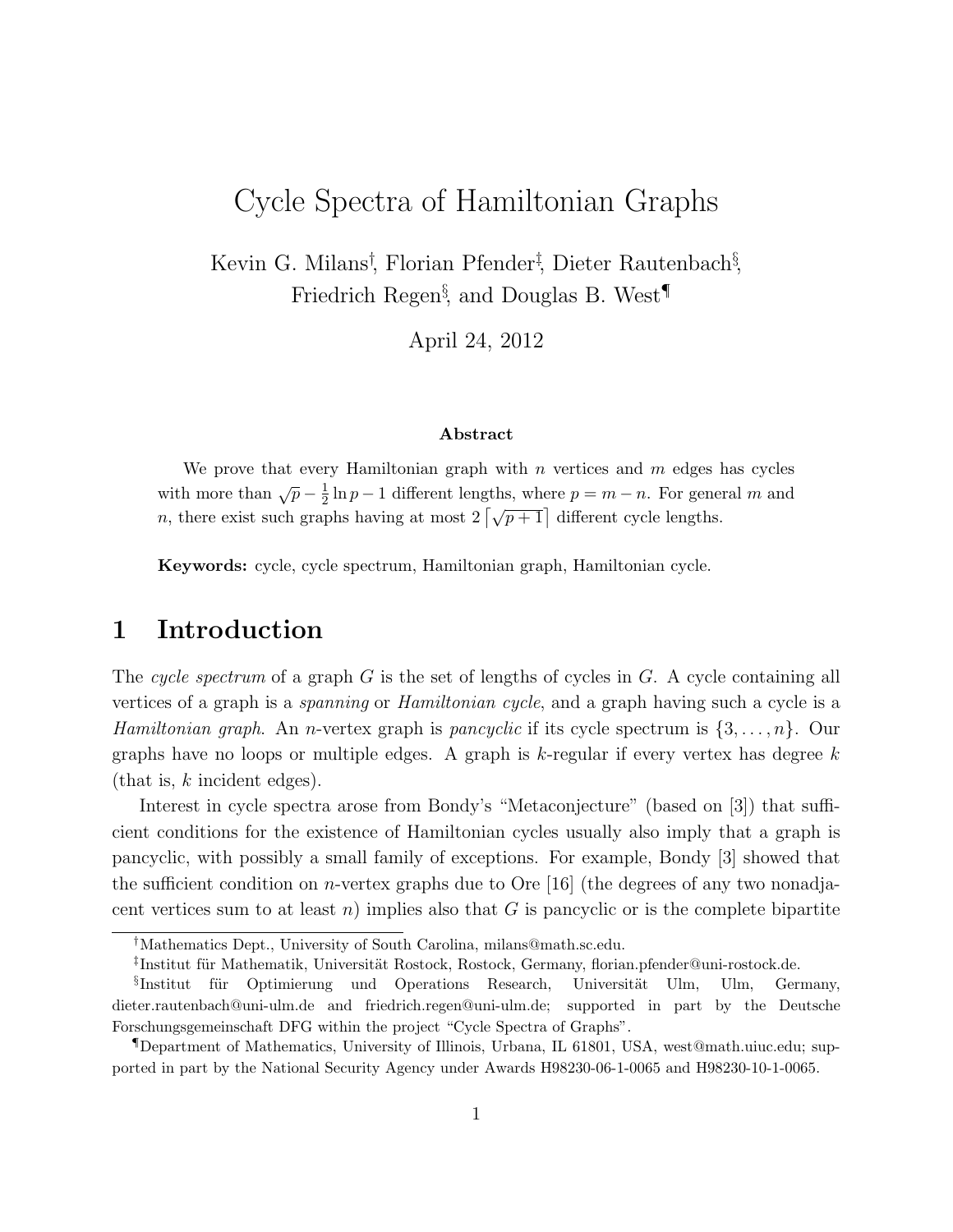# Cycle Spectra of Hamiltonian Graphs

Kevin G. Milans[†], Florian Pfender[‡], Dieter Rautenbach[§], Friedrich Regen[§], and Douglas B. West[¶]

April 24, 2012

### Abstract

We prove that every Hamiltonian graph with $n$ vertices and $m$ edges has cycles with more than $\sqrt{p} - \frac{1}{2}\ln p - 1$ different lengths, where $p = m - n$. For general $m$ and $n$, there exist such graphs having at most $2\left\lceil\sqrt{p+1}\right\rceil$ different cycle lengths.

**Keywords:** cycle, cycle spectrum, Hamiltonian graph, Hamiltonian cycle.

## 1 Introduction

The *cycle spectrum* of a graph $G$ is the set of lengths of cycles in $G$. A cycle containing all vertices of a graph is a *spanning* or *Hamiltonian cycle*, and a graph having such a cycle is a *Hamiltonian graph*. An $n$-vertex graph is *pancyclic* if its cycle spectrum is $\{3, \ldots, n\}$. Our graphs have no loops or multiple edges. A graph is $k$-regular if every vertex has degree $k$ (that is, $k$ incident edges).

Interest in cycle spectra arose from Bondy's "Metaconjecture" (based on [3]) that sufficient conditions for the existence of Hamiltonian cycles usually also imply that a graph is pancyclic, with possibly a small family of exceptions. For example, Bondy [3] showed that the sufficient condition on $n$-vertex graphs due to Ore [16] (the degrees of any two nonadjacent vertices sum to at least $n$) implies also that $G$ is pancyclic or is the complete bipartite

---

[†]Mathematics Dept., University of South Carolina, milans@math.sc.edu.

[‡]Institut für Mathematik, Universität Rostock, Rostock, Germany, florian.pfender@uni-rostock.de.

[§]Institut für Optimierung und Operations Research, Universität Ulm, Ulm, Germany, dieter.rautenbach@uni-ulm.de and friedrich.regen@uni-ulm.de; supported in part by the Deutsche Forschungsgemeinschaft DFG within the project "Cycle Spectra of Graphs".

[¶]Department of Mathematics, University of Illinois, Urbana, IL 61801, USA, west@math.uiuc.edu; supported in part by the National Security Agency under Awards H98230-06-1-0065 and H98230-10-1-0065.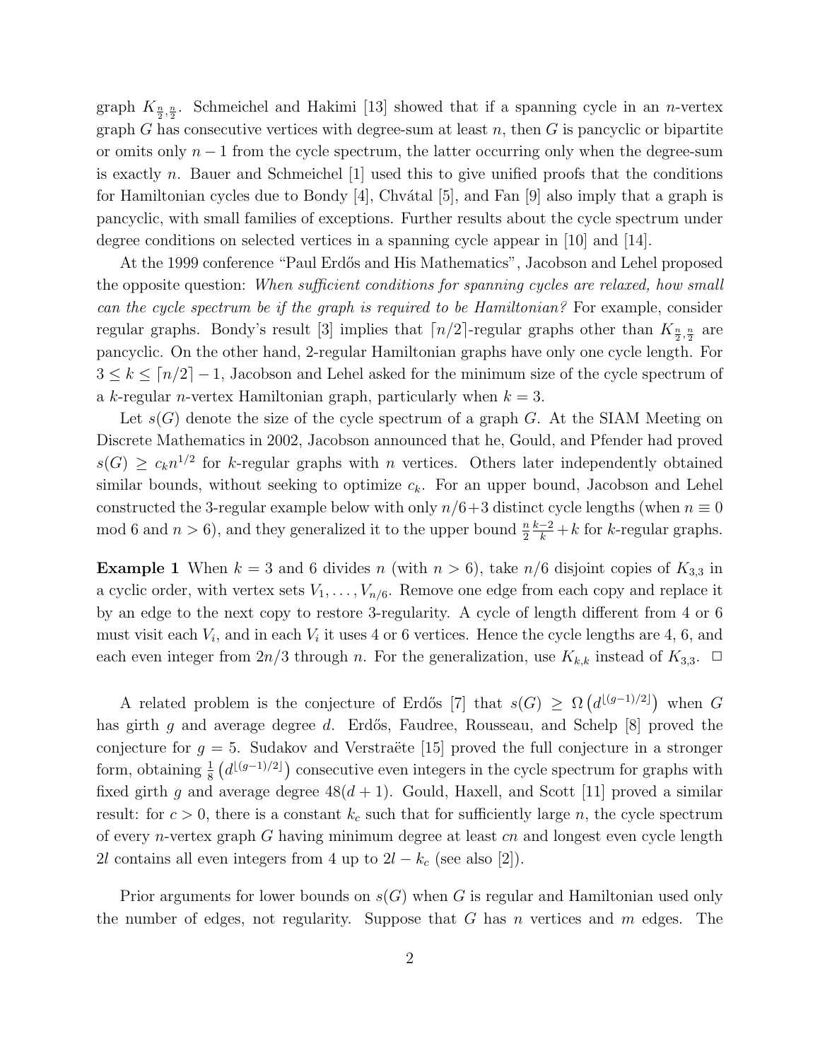graph $K_{\frac{n}{2},\frac{n}{2}}$. Schmeichel and Hakimi [13] showed that if a spanning cycle in an $n$-vertex graph $G$ has consecutive vertices with degree-sum at least $n$, then $G$ is pancyclic or bipartite or omits only $n-1$ from the cycle spectrum, the latter occurring only when the degree-sum is exactly $n$. Bauer and Schmeichel [1] used this to give unified proofs that the conditions for Hamiltonian cycles due to Bondy [4], Chvátal [5], and Fan [9] also imply that a graph is pancyclic, with small families of exceptions. Further results about the cycle spectrum under degree conditions on selected vertices in a spanning cycle appear in [10] and [14].

At the 1999 conference "Paul Erdős and His Mathematics", Jacobson and Lehel proposed the opposite question: *When sufficient conditions for spanning cycles are relaxed, how small can the cycle spectrum be if the graph is required to be Hamiltonian?* For example, consider regular graphs. Bondy's result [3] implies that $\lceil n/2 \rceil$-regular graphs other than $K_{\frac{n}{2},\frac{n}{2}}$ are pancyclic. On the other hand, 2-regular Hamiltonian graphs have only one cycle length. For $3 \le k \le \lceil n/2 \rceil - 1$, Jacobson and Lehel asked for the minimum size of the cycle spectrum of a $k$-regular $n$-vertex Hamiltonian graph, particularly when $k=3$.

Let $s(G)$ denote the size of the cycle spectrum of a graph $G$. At the SIAM Meeting on Discrete Mathematics in 2002, Jacobson announced that he, Gould, and Pfender had proved $s(G) \ge c_k n^{1/2}$ for $k$-regular graphs with $n$ vertices. Others later independently obtained similar bounds, without seeking to optimize $c_k$. For an upper bound, Jacobson and Lehel constructed the 3-regular example below with only $n/6+3$ distinct cycle lengths (when $n \equiv 0$ mod 6 and $n > 6$), and they generalized it to the upper bound $\frac{n}{2}\frac{k-2}{k} + k$ for $k$-regular graphs.

**Example 1** When $k = 3$ and 6 divides $n$ (with $n > 6$), take $n/6$ disjoint copies of $K_{3,3}$ in a cyclic order, with vertex sets $V_1, \ldots, V_{n/6}$. Remove one edge from each copy and replace it by an edge to the next copy to restore 3-regularity. A cycle of length different from 4 or 6 must visit each $V_i$, and in each $V_i$ it uses 4 or 6 vertices. Hence the cycle lengths are 4, 6, and each even integer from $2n/3$ through $n$. For the generalization, use $K_{k,k}$ instead of $K_{3,3}$. $\square$

A related problem is the conjecture of Erdős [7] that $s(G) \ge \Omega\left(d^{\lfloor (g-1)/2 \rfloor}\right)$ when $G$ has girth $g$ and average degree $d$. Erdős, Faudree, Rousseau, and Schelp [8] proved the conjecture for $g = 5$. Sudakov and Verstraëte [15] proved the full conjecture in a stronger form, obtaining $\frac{1}{8}\left(d^{\lfloor (g-1)/2 \rfloor}\right)$ consecutive even integers in the cycle spectrum for graphs with fixed girth $g$ and average degree $48(d+1)$. Gould, Haxell, and Scott [11] proved a similar result: for $c > 0$, there is a constant $k_c$ such that for sufficiently large $n$, the cycle spectrum of every $n$-vertex graph $G$ having minimum degree at least $cn$ and longest even cycle length $2l$ contains all even integers from 4 up to $2l - k_c$ (see also [2]).

Prior arguments for lower bounds on $s(G)$ when $G$ is regular and Hamiltonian used only the number of edges, not regularity. Suppose that $G$ has $n$ vertices and $m$ edges. The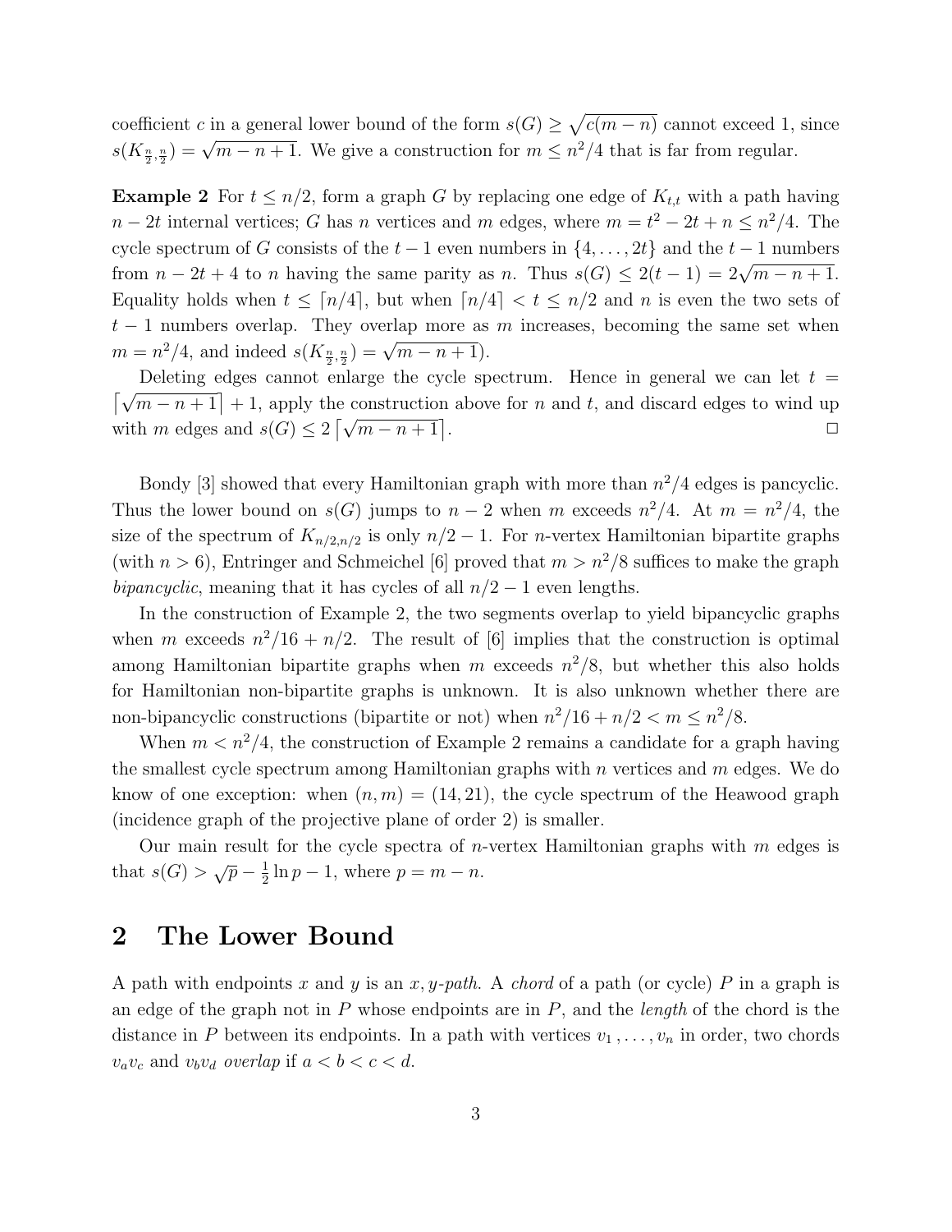coefficient $c$ in a general lower bound of the form $s(G) \ge \sqrt{c(m-n)}$ cannot exceed 1, since $s(K_{\frac{n}{2},\frac{n}{2}}) = \sqrt{m-n+1}$. We give a construction for $m \le n^2/4$ that is far from regular.

**Example 2** For $t \le n/2$, form a graph $G$ by replacing one edge of $K_{t,t}$ with a path having $n-2t$ internal vertices; $G$ has $n$ vertices and $m$ edges, where $m = t^2 - 2t + n \le n^2/4$. The cycle spectrum of $G$ consists of the $t-1$ even numbers in $\{4, \dots, 2t\}$ and the $t-1$ numbers from $n-2t+4$ to $n$ having the same parity as $n$. Thus $s(G) \le 2(t-1) = 2\sqrt{m-n+1}$. Equality holds when $t \le \lceil n/4 \rceil$, but when $\lceil n/4 \rceil < t \le n/2$ and $n$ is even the two sets of $t-1$ numbers overlap. They overlap more as $m$ increases, becoming the same set when $m = n^2/4$, and indeed $s(K_{\frac{n}{2},\frac{n}{2}}) = \sqrt{m-n+1}$).

Deleting edges cannot enlarge the cycle spectrum. Hence in general we can let $t = \lceil \sqrt{m-n+1} \rceil + 1$, apply the construction above for $n$ and $t$, and discard edges to wind up with $m$ edges and $s(G) \le 2\lceil \sqrt{m-n+1} \rceil$. □

Bondy [3] showed that every Hamiltonian graph with more than $n^2/4$ edges is pancyclic. Thus the lower bound on $s(G)$ jumps to $n-2$ when $m$ exceeds $n^2/4$. At $m = n^2/4$, the size of the spectrum of $K_{n/2,n/2}$ is only $n/2 - 1$. For $n$-vertex Hamiltonian bipartite graphs (with $n > 6$), Entringer and Schmeichel [6] proved that $m > n^2/8$ suffices to make the graph *bipancyclic*, meaning that it has cycles of all $n/2 - 1$ even lengths.

In the construction of Example 2, the two segments overlap to yield bipancyclic graphs when $m$ exceeds $n^2/16 + n/2$. The result of [6] implies that the construction is optimal among Hamiltonian bipartite graphs when $m$ exceeds $n^2/8$, but whether this also holds for Hamiltonian non-bipartite graphs is unknown. It is also unknown whether there are non-bipancyclic constructions (bipartite or not) when $n^2/16 + n/2 < m \le n^2/8$.

When $m < n^2/4$, the construction of Example 2 remains a candidate for a graph having the smallest cycle spectrum among Hamiltonian graphs with $n$ vertices and $m$ edges. We do know of one exception: when $(n, m) = (14, 21)$, the cycle spectrum of the Heawood graph (incidence graph of the projective plane of order 2) is smaller.

Our main result for the cycle spectra of $n$-vertex Hamiltonian graphs with $m$ edges is that $s(G) > \sqrt{p} - \frac{1}{2}\ln p - 1$, where $p = m - n$.

## 2 The Lower Bound

A path with endpoints $x$ and $y$ is an *$x, y$-path*. A *chord* of a path (or cycle) $P$ in a graph is an edge of the graph not in $P$ whose endpoints are in $P$, and the *length* of the chord is the distance in $P$ between its endpoints. In a path with vertices $v_1, \dots, v_n$ in order, two chords $v_a v_c$ and $v_b v_d$ *overlap* if $a < b < c < d$.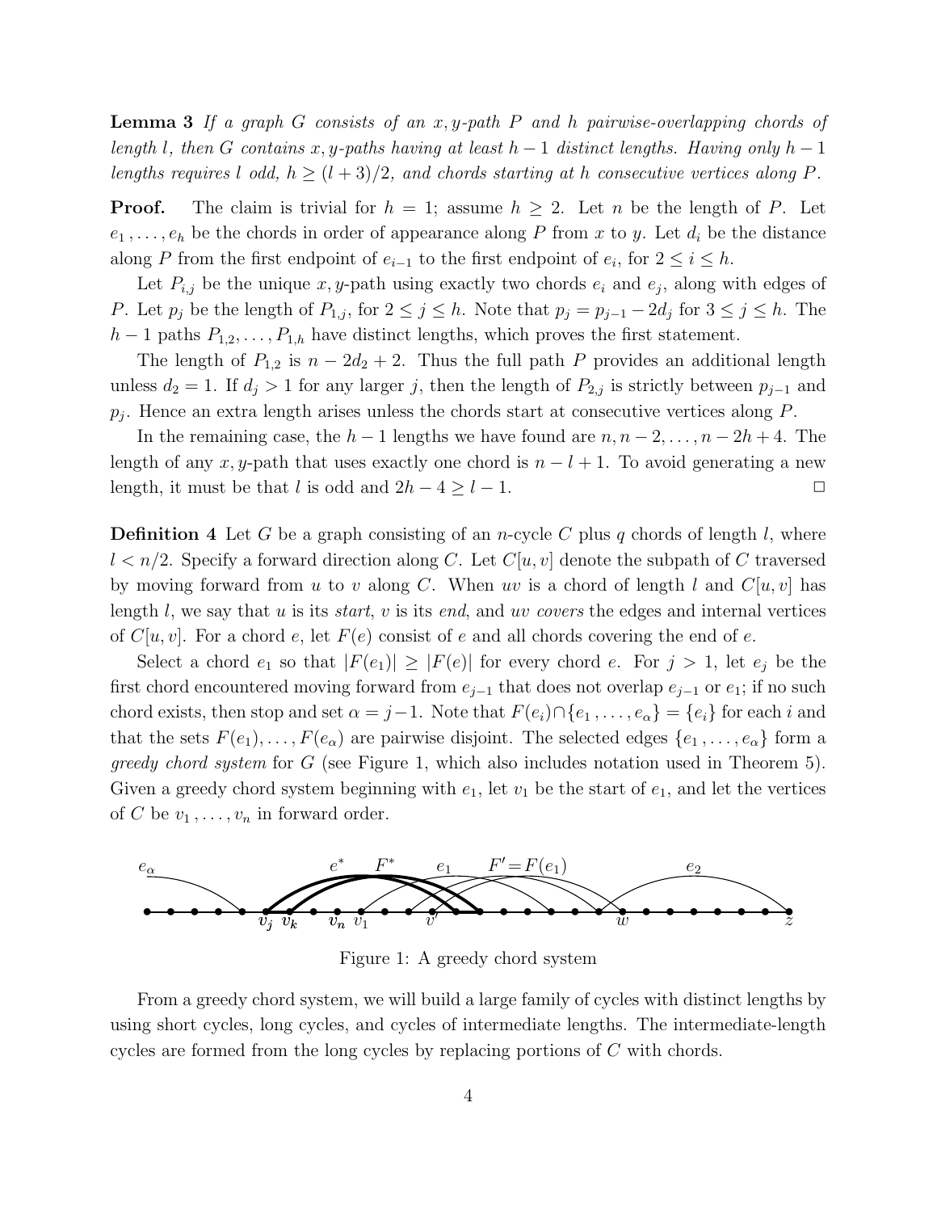**Lemma 3** *If a graph $G$ consists of an $x,y$-path $P$ and $h$ pairwise-overlapping chords of length $l$, then $G$ contains $x,y$-paths having at least $h-1$ distinct lengths. Having only $h-1$ lengths requires $l$ odd, $h \geq (l+3)/2$, and chords starting at $h$ consecutive vertices along $P$.*

**Proof.** The claim is trivial for $h = 1$; assume $h \geq 2$. Let $n$ be the length of $P$. Let $e_1, \ldots, e_h$ be the chords in order of appearance along $P$ from $x$ to $y$. Let $d_i$ be the distance along $P$ from the first endpoint of $e_{i-1}$ to the first endpoint of $e_i$, for $2 \leq i \leq h$.

Let $P_{i,j}$ be the unique $x,y$-path using exactly two chords $e_i$ and $e_j$, along with edges of $P$. Let $p_j$ be the length of $P_{1,j}$, for $2 \leq j \leq h$. Note that $p_j = p_{j-1} - 2d_j$ for $3 \leq j \leq h$. The $h-1$ paths $P_{1,2}, \ldots, P_{1,h}$ have distinct lengths, which proves the first statement.

The length of $P_{1,2}$ is $n - 2d_2 + 2$. Thus the full path $P$ provides an additional length unless $d_2 = 1$. If $d_j > 1$ for any larger $j$, then the length of $P_{2,j}$ is strictly between $p_{j-1}$ and $p_j$. Hence an extra length arises unless the chords start at consecutive vertices along $P$.

In the remaining case, the $h-1$ lengths we have found are $n, n-2, \ldots, n-2h+4$. The length of any $x,y$-path that uses exactly one chord is $n-l+1$. To avoid generating a new length, it must be that $l$ is odd and $2h-4 \geq l-1$. □

**Definition 4** Let $G$ be a graph consisting of an $n$-cycle $C$ plus $q$ chords of length $l$, where $l < n/2$. Specify a forward direction along $C$. Let $C[u,v]$ denote the subpath of $C$ traversed by moving forward from $u$ to $v$ along $C$. When $uv$ is a chord of length $l$ and $C[u,v]$ has length $l$, we say that $u$ is its *start*, $v$ is its *end*, and $uv$ *covers* the edges and internal vertices of $C[u,v]$. For a chord $e$, let $F(e)$ consist of $e$ and all chords covering the end of $e$.

Select a chord $e_1$ so that $|F(e_1)| \geq |F(e)|$ for every chord $e$. For $j > 1$, let $e_j$ be the first chord encountered moving forward from $e_{j-1}$ that does not overlap $e_{j-1}$ or $e_1$; if no such chord exists, then stop and set $\alpha = j-1$. Note that $F(e_i) \cap \{e_1, \ldots, e_\alpha\} = \{e_i\}$ for each $i$ and that the sets $F(e_1), \ldots, F(e_\alpha)$ are pairwise disjoint. The selected edges $\{e_1, \ldots, e_\alpha\}$ form a *greedy chord system* for $G$ (see Figure 1, which also includes notation used in Theorem 5). Given a greedy chord system beginning with $e_1$, let $v_1$ be the start of $e_1$, and let the vertices of $C$ be $v_1, \ldots, v_n$ in forward order.

Figure 1: A greedy chord system

From a greedy chord system, we will build a large family of cycles with distinct lengths by using short cycles, long cycles, and cycles of intermediate lengths. The intermediate-length cycles are formed from the long cycles by replacing portions of $C$ with chords.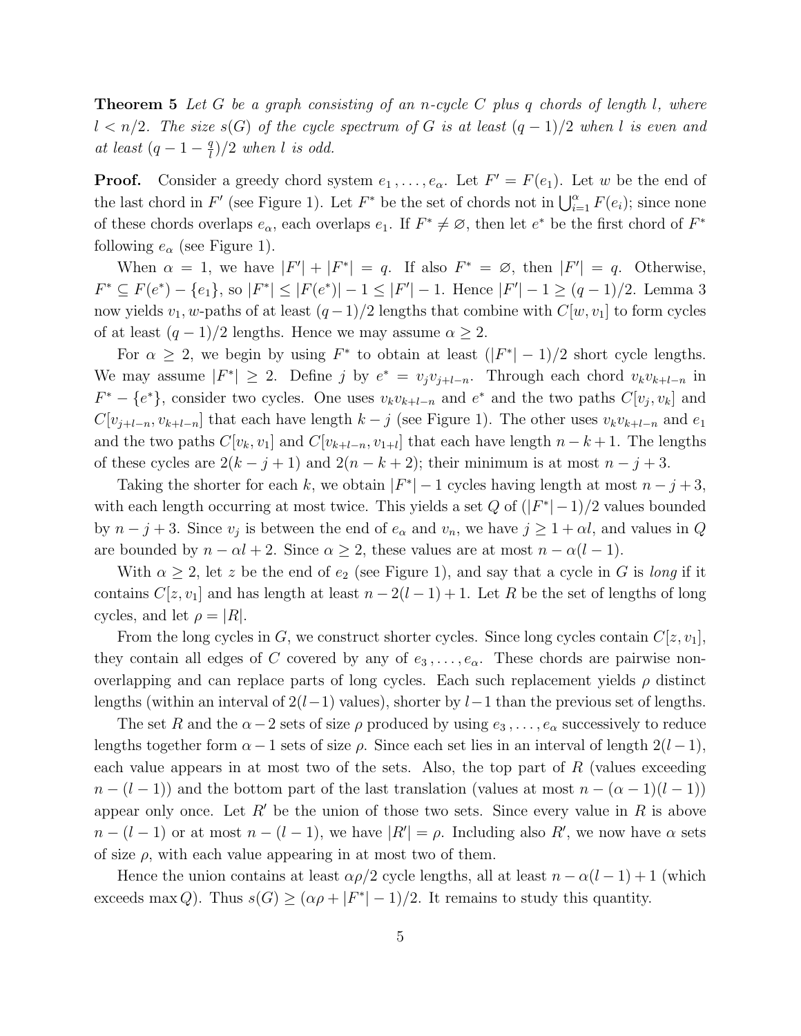**Theorem 5** *Let $G$ be a graph consisting of an $n$-cycle $C$ plus $q$ chords of length $l$, where $l < n/2$. The size $s(G)$ of the cycle spectrum of $G$ is at least $(q-1)/2$ when $l$ is even and at least $(q-1-\frac{q}{l})/2$ when $l$ is odd.*

**Proof.** Consider a greedy chord system $e_1, \ldots, e_\alpha$. Let $F' = F(e_1)$. Let $w$ be the end of the last chord in $F'$ (see Figure 1). Let $F^*$ be the set of chords not in $\bigcup_{i=1}^{\alpha} F(e_i)$; since none of these chords overlaps $e_\alpha$, each overlaps $e_1$. If $F^* \neq \varnothing$, then let $e^*$ be the first chord of $F^*$ following $e_\alpha$ (see Figure 1).

When $\alpha = 1$, we have $|F'| + |F^*| = q$. If also $F^* = \varnothing$, then $|F'| = q$. Otherwise, $F^* \subseteq F(e^*) - \{e_1\}$, so $|F^*| \leq |F(e^*)| - 1 \leq |F'| - 1$. Hence $|F'| - 1 \geq (q-1)/2$. Lemma 3 now yields $v_1, w$-paths of at least $(q-1)/2$ lengths that combine with $C[w, v_1]$ to form cycles of at least $(q-1)/2$ lengths. Hence we may assume $\alpha \geq 2$.

For $\alpha \geq 2$, we begin by using $F^*$ to obtain at least $(|F^*|-1)/2$ short cycle lengths. We may assume $|F^*| \geq 2$. Define $j$ by $e^* = v_j v_{j+l-n}$. Through each chord $v_k v_{k+l-n}$ in $F^* - \{e^*\}$, consider two cycles. One uses $v_k v_{k+l-n}$ and $e^*$ and the two paths $C[v_j, v_k]$ and $C[v_{j+l-n}, v_{k+l-n}]$ that each have length $k-j$ (see Figure 1). The other uses $v_k v_{k+l-n}$ and $e_1$ and the two paths $C[v_k, v_1]$ and $C[v_{k+l-n}, v_{1+l}]$ that each have length $n-k+1$. The lengths of these cycles are $2(k-j+1)$ and $2(n-k+2)$; their minimum is at most $n-j+3$.

Taking the shorter for each $k$, we obtain $|F^*|-1$ cycles having length at most $n-j+3$, with each length occurring at most twice. This yields a set $Q$ of $(|F^*|-1)/2$ values bounded by $n-j+3$. Since $v_j$ is between the end of $e_\alpha$ and $v_n$, we have $j \geq 1+\alpha l$, and values in $Q$ are bounded by $n-\alpha l+2$. Since $\alpha \geq 2$, these values are at most $n-\alpha(l-1)$.

With $\alpha \geq 2$, let $z$ be the end of $e_2$ (see Figure 1), and say that a cycle in $G$ is *long* if it contains $C[z, v_1]$ and has length at least $n-2(l-1)+1$. Let $R$ be the set of lengths of long cycles, and let $\rho = |R|$.

From the long cycles in $G$, we construct shorter cycles. Since long cycles contain $C[z, v_1]$, they contain all edges of $C$ covered by any of $e_3, \ldots, e_\alpha$. These chords are pairwise non-overlapping and can replace parts of long cycles. Each such replacement yields $\rho$ distinct lengths (within an interval of $2(l-1)$ values), shorter by $l-1$ than the previous set of lengths.

The set $R$ and the $\alpha-2$ sets of size $\rho$ produced by using $e_3, \ldots, e_\alpha$ successively to reduce lengths together form $\alpha-1$ sets of size $\rho$. Since each set lies in an interval of length $2(l-1)$, each value appears in at most two of the sets. Also, the top part of $R$ (values exceeding $n-(l-1)$) and the bottom part of the last translation (values at most $n-(\alpha-1)(l-1)$) appear only once. Let $R'$ be the union of those two sets. Since every value in $R$ is above $n-(l-1)$ or at most $n-(l-1)$, we have $|R'| = \rho$. Including also $R'$, we now have $\alpha$ sets of size $\rho$, with each value appearing in at most two of them.

Hence the union contains at least $\alpha\rho/2$ cycle lengths, all at least $n-\alpha(l-1)+1$ (which exceeds $\max Q$). Thus $s(G) \geq (\alpha\rho + |F^*| - 1)/2$. It remains to study this quantity.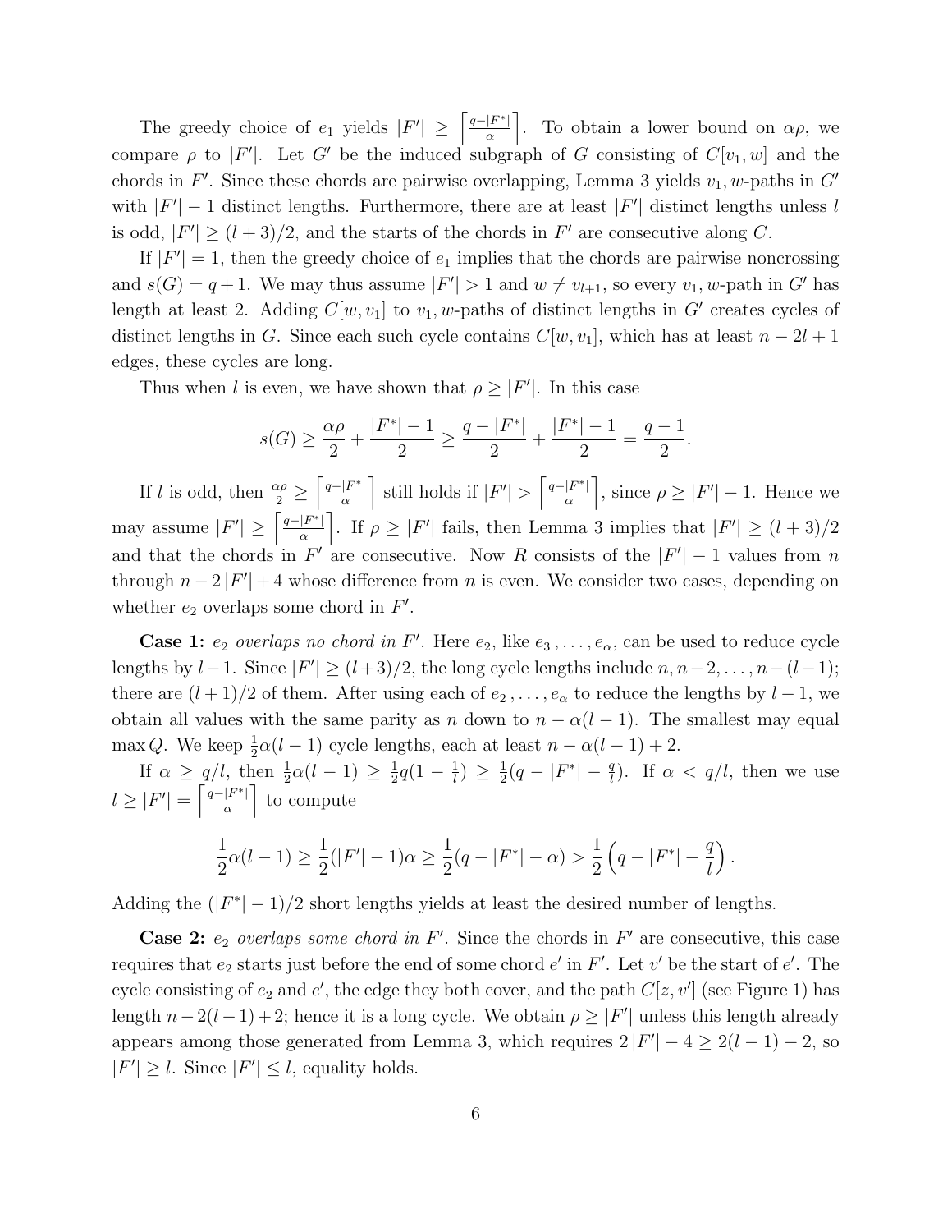The greedy choice of $e_1$ yields $|F'| \geq \left\lceil \frac{q-|F^*|}{\alpha} \right\rceil$. To obtain a lower bound on $\alpha\rho$, we compare $\rho$ to $|F'|$. Let $G'$ be the induced subgraph of $G$ consisting of $C[v_1, w]$ and the chords in $F'$. Since these chords are pairwise overlapping, Lemma 3 yields $v_1, w$-paths in $G'$ with $|F'| - 1$ distinct lengths. Furthermore, there are at least $|F'|$ distinct lengths unless $l$ is odd, $|F'| \geq (l+3)/2$, and the starts of the chords in $F'$ are consecutive along $C$.

If $|F'| = 1$, then the greedy choice of $e_1$ implies that the chords are pairwise noncrossing and $s(G) = q+1$. We may thus assume $|F'| > 1$ and $w \neq v_{l+1}$, so every $v_1, w$-path in $G'$ has length at least 2. Adding $C[w, v_1]$ to $v_1, w$-paths of distinct lengths in $G'$ creates cycles of distinct lengths in $G$. Since each such cycle contains $C[w, v_1]$, which has at least $n - 2l + 1$ edges, these cycles are long.

Thus when $l$ is even, we have shown that $\rho \geq |F'|$. In this case

$$s(G) \geq \frac{\alpha\rho}{2} + \frac{|F^*| - 1}{2} \geq \frac{q - |F^*|}{2} + \frac{|F^*| - 1}{2} = \frac{q-1}{2}.$$

If $l$ is odd, then $\frac{\alpha\rho}{2} \geq \left\lceil \frac{q-|F^*|}{\alpha} \right\rceil$ still holds if $|F'| > \left\lceil \frac{q-|F^*|}{\alpha} \right\rceil$, since $\rho \geq |F'| - 1$. Hence we may assume $|F'| \geq \left\lceil \frac{q-|F^*|}{\alpha} \right\rceil$. If $\rho \geq |F'|$ fails, then Lemma 3 implies that $|F'| \geq (l+3)/2$ and that the chords in $F'$ are consecutive. Now $R$ consists of the $|F'| - 1$ values from $n$ through $n - 2|F'| + 4$ whose difference from $n$ is even. We consider two cases, depending on whether $e_2$ overlaps some chord in $F'$.

**Case 1:** *$e_2$ overlaps no chord in $F'$.* Here $e_2$, like $e_3, \ldots, e_\alpha$, can be used to reduce cycle lengths by $l-1$. Since $|F'| \geq (l+3)/2$, the long cycle lengths include $n, n-2, \ldots, n-(l-1)$; there are $(l+1)/2$ of them. After using each of $e_2, \ldots, e_\alpha$ to reduce the lengths by $l-1$, we obtain all values with the same parity as $n$ down to $n - \alpha(l-1)$. The smallest may equal $\max Q$. We keep $\frac{1}{2}\alpha(l-1)$ cycle lengths, each at least $n - \alpha(l-1) + 2$.

If $\alpha \geq q/l$, then $\frac{1}{2}\alpha(l-1) \geq \frac{1}{2}q(1 - \frac{1}{l}) \geq \frac{1}{2}(q - |F^*| - \frac{q}{l})$. If $\alpha < q/l$, then we use $l \geq |F'| = \left\lceil \frac{q-|F^*|}{\alpha} \right\rceil$ to compute

$$\frac{1}{2}\alpha(l-1) \geq \frac{1}{2}(|F'| - 1)\alpha \geq \frac{1}{2}(q - |F^*| - \alpha) > \frac{1}{2}\left(q - |F^*| - \frac{q}{l}\right).$$

Adding the $(|F^*| - 1)/2$ short lengths yields at least the desired number of lengths.

**Case 2:** *$e_2$ overlaps some chord in $F'$.* Since the chords in $F'$ are consecutive, this case requires that $e_2$ starts just before the end of some chord $e'$ in $F'$. Let $v'$ be the start of $e'$. The cycle consisting of $e_2$ and $e'$, the edge they both cover, and the path $C[z, v']$ (see Figure 1) has length $n - 2(l-1) + 2$; hence it is a long cycle. We obtain $\rho \geq |F'|$ unless this length already appears among those generated from Lemma 3, which requires $2|F'| - 4 \geq 2(l-1) - 2$, so $|F'| \geq l$. Since $|F'| \leq l$, equality holds.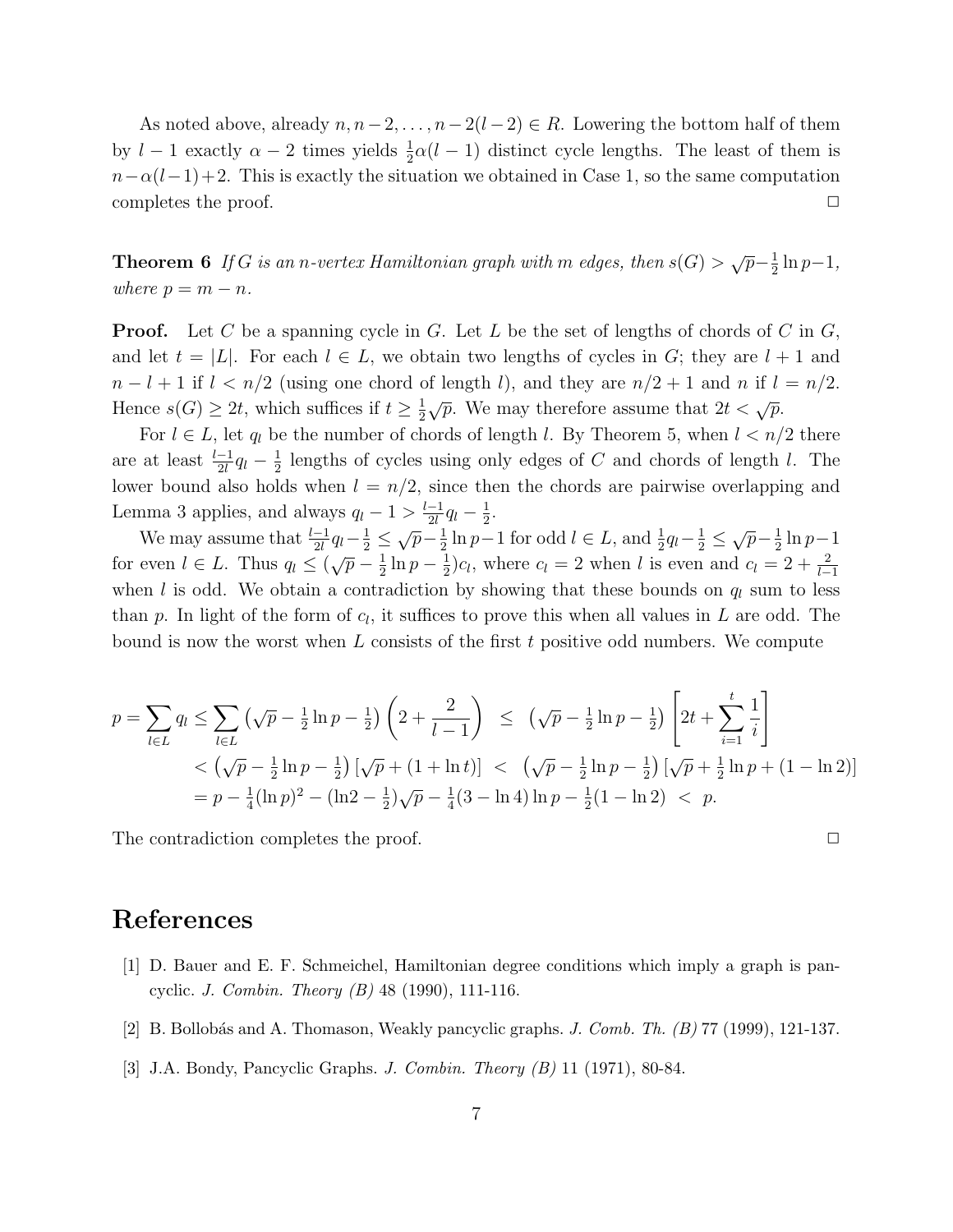As noted above, already $n, n-2, \ldots, n-2(l-2) \in R$. Lowering the bottom half of them by $l-1$ exactly $\alpha - 2$ times yields $\frac{1}{2}\alpha(l-1)$ distinct cycle lengths. The least of them is $n - \alpha(l-1) + 2$. This is exactly the situation we obtained in Case 1, so the same computation completes the proof. □

**Theorem 6** *If $G$ is an $n$-vertex Hamiltonian graph with $m$ edges, then $s(G) > \sqrt{p} - \frac{1}{2}\ln p - 1$, where $p = m - n$.*

**Proof.** Let $C$ be a spanning cycle in $G$. Let $L$ be the set of lengths of chords of $C$ in $G$, and let $t = |L|$. For each $l \in L$, we obtain two lengths of cycles in $G$; they are $l+1$ and $n-l+1$ if $l < n/2$ (using one chord of length $l$), and they are $n/2+1$ and $n$ if $l = n/2$. Hence $s(G) \geq 2t$, which suffices if $t \geq \frac{1}{2}\sqrt{p}$. We may therefore assume that $2t < \sqrt{p}$.

For $l \in L$, let $q_l$ be the number of chords of length $l$. By Theorem 5, when $l < n/2$ there are at least $\frac{l-1}{2l}q_l - \frac{1}{2}$ lengths of cycles using only edges of $C$ and chords of length $l$. The lower bound also holds when $l = n/2$, since then the chords are pairwise overlapping and Lemma 3 applies, and always $q_l - 1 > \frac{l-1}{2l}q_l - \frac{1}{2}$.

We may assume that $\frac{l-1}{2l}q_l - \frac{1}{2} \leq \sqrt{p} - \frac{1}{2}\ln p - 1$ for odd $l \in L$, and $\frac{1}{2}q_l - \frac{1}{2} \leq \sqrt{p} - \frac{1}{2}\ln p - 1$ for even $l \in L$. Thus $q_l \leq (\sqrt{p} - \frac{1}{2}\ln p - \frac{1}{2})c_l$, where $c_l = 2$ when $l$ is even and $c_l = 2 + \frac{2}{l-1}$ when $l$ is odd. We obtain a contradiction by showing that these bounds on $q_l$ sum to less than $p$. In light of the form of $c_l$, it suffices to prove this when all values in $L$ are odd. The bound is now the worst when $L$ consists of the first $t$ positive odd numbers. We compute

$$
\begin{aligned}
p = \sum_{l \in L} q_l \leq \sum_{l \in L} \left(\sqrt{p} - \tfrac{1}{2}\ln p - \tfrac{1}{2}\right)\left(2 + \frac{2}{l-1}\right) &\leq \left(\sqrt{p} - \tfrac{1}{2}\ln p - \tfrac{1}{2}\right)\left[2t + \sum_{i=1}^{t} \frac{1}{i}\right] \\
< \left(\sqrt{p} - \tfrac{1}{2}\ln p - \tfrac{1}{2}\right)\left[\sqrt{p} + (1 + \ln t)\right] &< \left(\sqrt{p} - \tfrac{1}{2}\ln p - \tfrac{1}{2}\right)\left[\sqrt{p} + \tfrac{1}{2}\ln p + (1 - \ln 2)\right] \\
= p - \tfrac{1}{4}(\ln p)^2 - (\ln 2 - \tfrac{1}{2})\sqrt{p} - \tfrac{1}{4}(3 - \ln 4)\ln p - \tfrac{1}{2}(1 - \ln 2) &< p.
\end{aligned}
$$

The contradiction completes the proof. □

# References

[1] D. Bauer and E. F. Schmeichel, Hamiltonian degree conditions which imply a graph is pancyclic. *J. Combin. Theory (B)* 48 (1990), 111-116.

[2] B. Bollobás and A. Thomason, Weakly pancyclic graphs. *J. Comb. Th. (B)* 77 (1999), 121-137.

[3] J.A. Bondy, Pancyclic Graphs. *J. Combin. Theory (B)* 11 (1971), 80-84.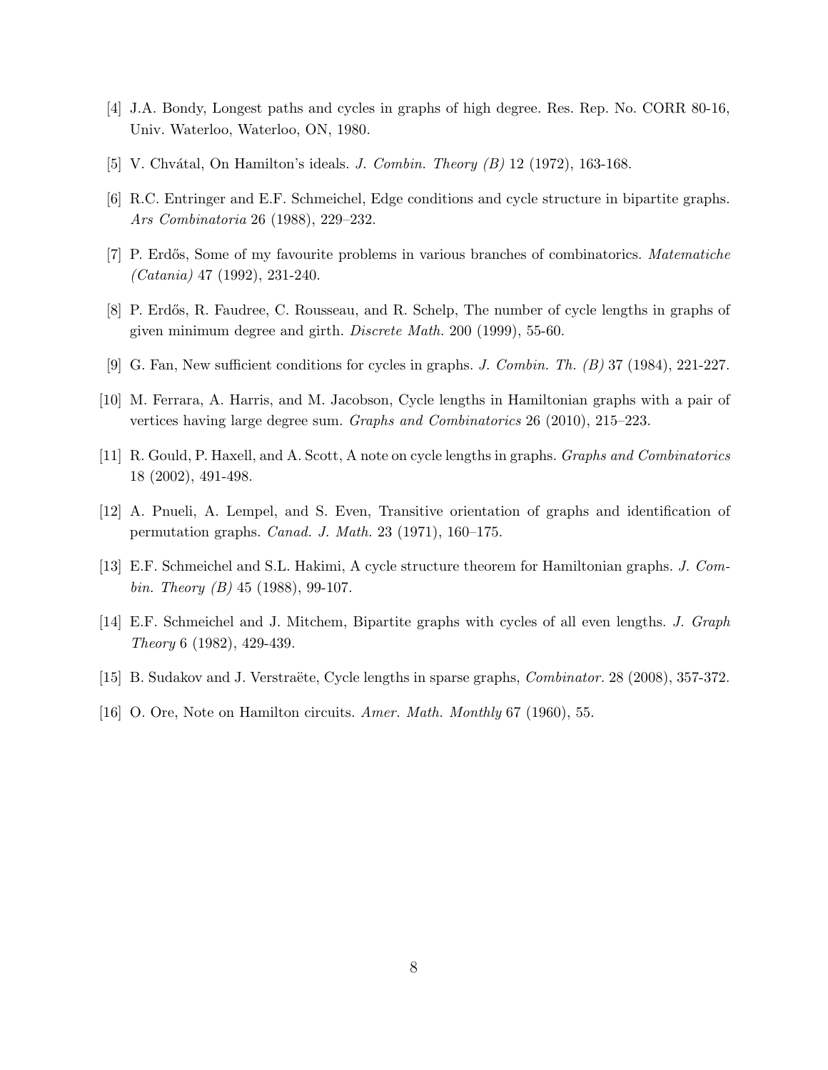[4] J.A. Bondy, Longest paths and cycles in graphs of high degree. Res. Rep. No. CORR 80-16, Univ. Waterloo, Waterloo, ON, 1980.

[5] V. Chvátal, On Hamilton's ideals. *J. Combin. Theory (B)* 12 (1972), 163-168.

[6] R.C. Entringer and E.F. Schmeichel, Edge conditions and cycle structure in bipartite graphs. *Ars Combinatoria* 26 (1988), 229–232.

[7] P. Erdős, Some of my favourite problems in various branches of combinatorics. *Matematiche (Catania)* 47 (1992), 231-240.

[8] P. Erdős, R. Faudree, C. Rousseau, and R. Schelp, The number of cycle lengths in graphs of given minimum degree and girth. *Discrete Math.* 200 (1999), 55-60.

[9] G. Fan, New sufficient conditions for cycles in graphs. *J. Combin. Th. (B)* 37 (1984), 221-227.

[10] M. Ferrara, A. Harris, and M. Jacobson, Cycle lengths in Hamiltonian graphs with a pair of vertices having large degree sum. *Graphs and Combinatorics* 26 (2010), 215–223.

[11] R. Gould, P. Haxell, and A. Scott, A note on cycle lengths in graphs. *Graphs and Combinatorics* 18 (2002), 491-498.

[12] A. Pnueli, A. Lempel, and S. Even, Transitive orientation of graphs and identification of permutation graphs. *Canad. J. Math.* 23 (1971), 160–175.

[13] E.F. Schmeichel and S.L. Hakimi, A cycle structure theorem for Hamiltonian graphs. *J. Combin. Theory (B)* 45 (1988), 99-107.

[14] E.F. Schmeichel and J. Mitchem, Bipartite graphs with cycles of all even lengths. *J. Graph Theory* 6 (1982), 429-439.

[15] B. Sudakov and J. Verstraëte, Cycle lengths in sparse graphs, *Combinator.* 28 (2008), 357-372.

[16] O. Ore, Note on Hamilton circuits. *Amer. Math. Monthly* 67 (1960), 55.